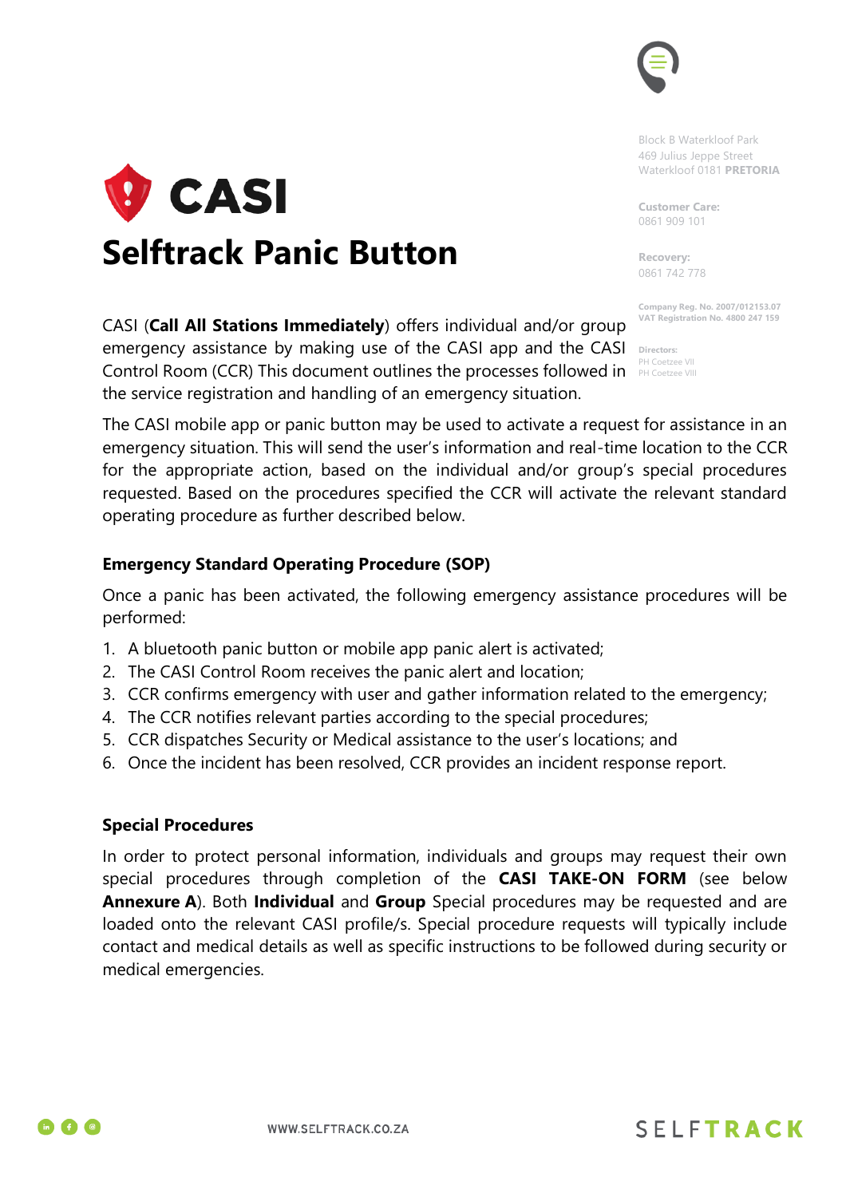# CASI

# Selftrack Panic Button

Block B Waterkloof Park
469 Julius Jeppe Street
Waterkloof 0181 **PRETORIA**

**Customer Care:**
0861 909 101

**Recovery:**
0861 742 778

**Company Reg. No. 2007/012153.07**
**VAT Registration No. 4800 247 159**

**Directors:**
PH Coetzee VII
PH Coetzee VIII

CASI (**Call All Stations Immediately**) offers individual and/or group emergency assistance by making use of the CASI app and the CASI Control Room (CCR) This document outlines the processes followed in the service registration and handling of an emergency situation.

The CASI mobile app or panic button may be used to activate a request for assistance in an emergency situation. This will send the user's information and real-time location to the CCR for the appropriate action, based on the individual and/or group's special procedures requested. Based on the procedures specified the CCR will activate the relevant standard operating procedure as further described below.

### Emergency Standard Operating Procedure (SOP)

Once a panic has been activated, the following emergency assistance procedures will be performed:

1. A bluetooth panic button or mobile app panic alert is activated;
2. The CASI Control Room receives the panic alert and location;
3. CCR confirms emergency with user and gather information related to the emergency;
4. The CCR notifies relevant parties according to the special procedures;
5. CCR dispatches Security or Medical assistance to the user's locations; and
6. Once the incident has been resolved, CCR provides an incident response report.

### Special Procedures

In order to protect personal information, individuals and groups may request their own special procedures through completion of the **CASI TAKE-ON FORM** (see below **Annexure A**). Both **Individual** and **Group** Special procedures may be requested and are loaded onto the relevant CASI profile/s. Special procedure requests will typically include contact and medical details as well as specific instructions to be followed during security or medical emergencies.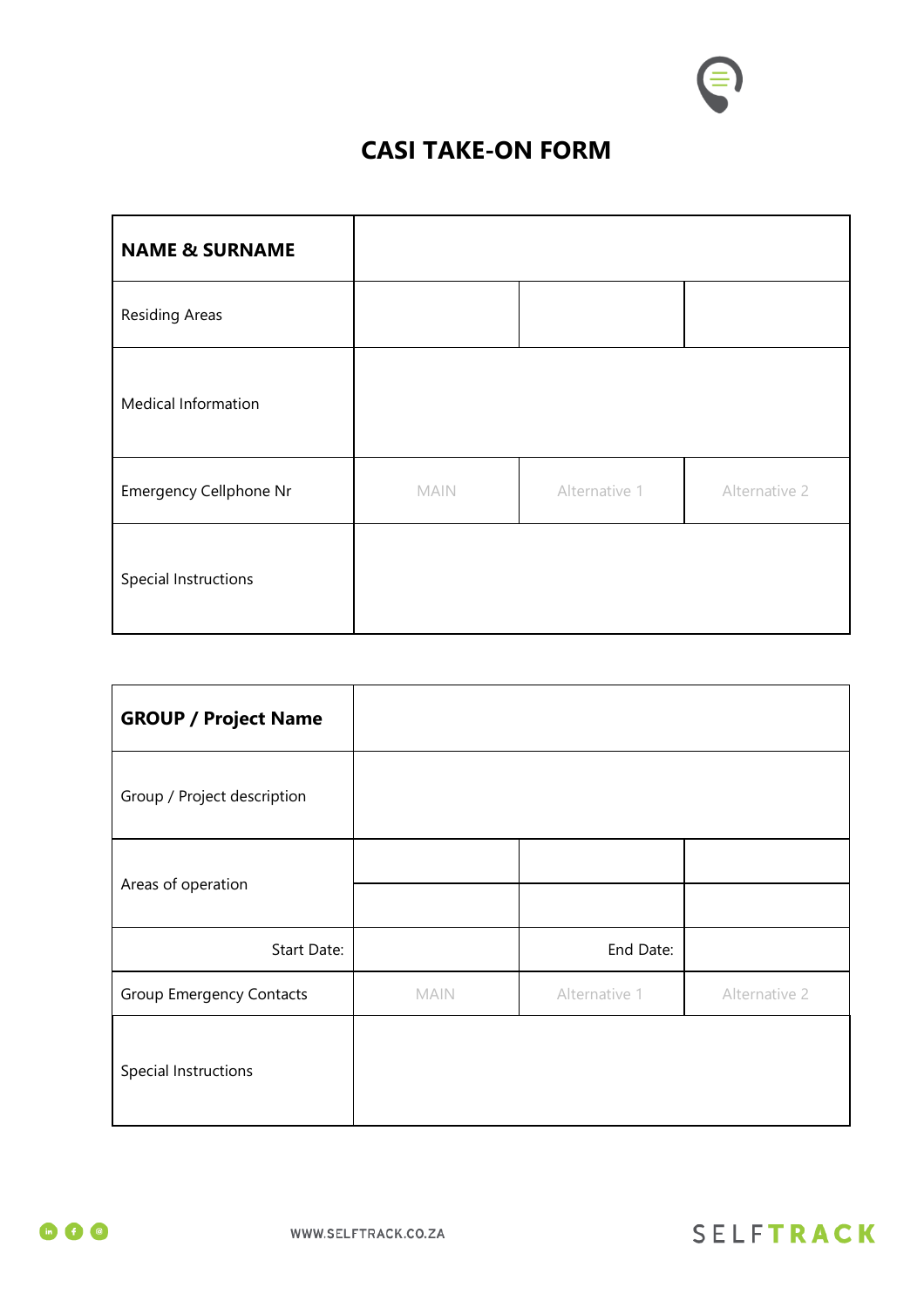# CASI TAKE-ON FORM

| | | | |
|---|---|---|---|
| **NAME & SURNAME** | | | |
| Residing Areas | | | |
| Medical Information | | | |
| Emergency Cellphone Nr | MAIN | Alternative 1 | Alternative 2 |
| Special Instructions | | | |

| | | | |
|---|---|---|---|
| **GROUP / Project Name** | | | |
| Group / Project description | | | |
| Areas of operation | | | |
| | | | |
| Start Date: | | End Date: | |
| Group Emergency Contacts | MAIN | Alternative 1 | Alternative 2 |
| Special Instructions | | | |

WWW.SELFTRACK.CO.ZA

SELFTRACK